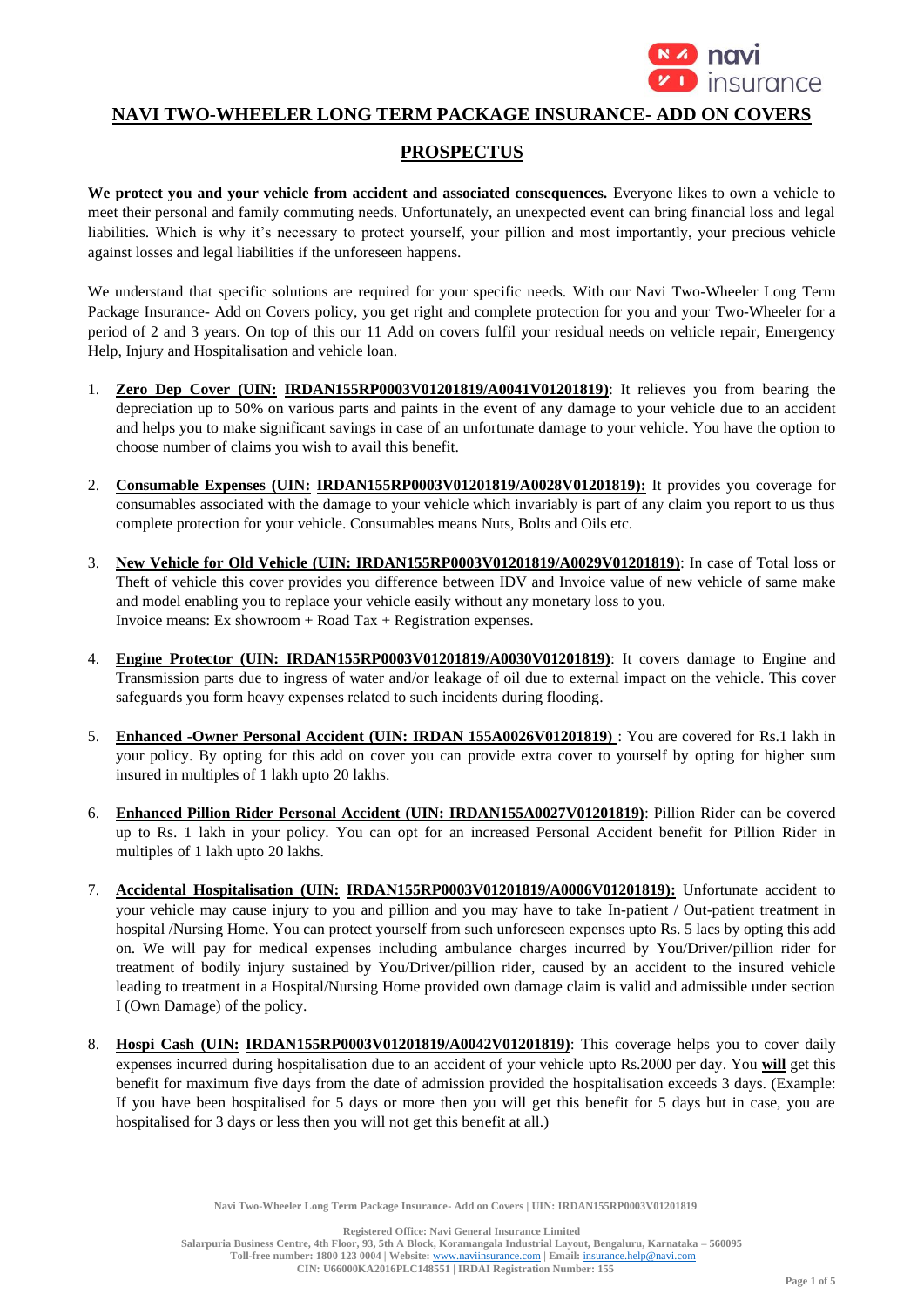# NAVI TWO-WHEELER LONG TERM PACKAGE INSURANCE- ADD ON COVERS

## PROSPECTUS

**We protect you and your vehicle from accident and associated consequences.** Everyone likes to own a vehicle to meet their personal and family commuting needs. Unfortunately, an unexpected event can bring financial loss and legal liabilities. Which is why it's necessary to protect yourself, your pillion and most importantly, your precious vehicle against losses and legal liabilities if the unforeseen happens.

We understand that specific solutions are required for your specific needs. With our Navi Two-Wheeler Long Term Package Insurance- Add on Covers policy, you get right and complete protection for you and your Two-Wheeler for a period of 2 and 3 years. On top of this our 11 Add on covers fulfil your residual needs on vehicle repair, Emergency Help, Injury and Hospitalisation and vehicle loan.

1. **Zero Dep Cover (UIN: IRDAN155RP0003V01201819/A0041V01201819)**: It relieves you from bearing the depreciation up to 50% on various parts and paints in the event of any damage to your vehicle due to an accident and helps you to make significant savings in case of an unfortunate damage to your vehicle. You have the option to choose number of claims you wish to avail this benefit.

2. **Consumable Expenses (UIN: IRDAN155RP0003V01201819/A0028V01201819):** It provides you coverage for consumables associated with the damage to your vehicle which invariably is part of any claim you report to us thus complete protection for your vehicle. Consumables means Nuts, Bolts and Oils etc.

3. **New Vehicle for Old Vehicle (UIN: IRDAN155RP0003V01201819/A0029V01201819)**: In case of Total loss or Theft of vehicle this cover provides you difference between IDV and Invoice value of new vehicle of same make and model enabling you to replace your vehicle easily without any monetary loss to you.
   Invoice means: Ex showroom + Road Tax + Registration expenses.

4. **Engine Protector (UIN: IRDAN155RP0003V01201819/A0030V01201819)**: It covers damage to Engine and Transmission parts due to ingress of water and/or leakage of oil due to external impact on the vehicle. This cover safeguards you form heavy expenses related to such incidents during flooding.

5. **Enhanced -Owner Personal Accident (UIN: IRDAN 155A0026V01201819)** : You are covered for Rs.1 lakh in your policy. By opting for this add on cover you can provide extra cover to yourself by opting for higher sum insured in multiples of 1 lakh upto 20 lakhs.

6. **Enhanced Pillion Rider Personal Accident (UIN: IRDAN155A0027V01201819)**: Pillion Rider can be covered up to Rs. 1 lakh in your policy. You can opt for an increased Personal Accident benefit for Pillion Rider in multiples of 1 lakh upto 20 lakhs.

7. **Accidental Hospitalisation (UIN: IRDAN155RP0003V01201819/A0006V01201819):** Unfortunate accident to your vehicle may cause injury to you and pillion and you may have to take In-patient / Out-patient treatment in hospital /Nursing Home. You can protect yourself from such unforeseen expenses upto Rs. 5 lacs by opting this add on. We will pay for medical expenses including ambulance charges incurred by You/Driver/pillion rider for treatment of bodily injury sustained by You/Driver/pillion rider, caused by an accident to the insured vehicle leading to treatment in a Hospital/Nursing Home provided own damage claim is valid and admissible under section I (Own Damage) of the policy.

8. **Hospi Cash (UIN: IRDAN155RP0003V01201819/A0042V01201819)**: This coverage helps you to cover daily expenses incurred during hospitalisation due to an accident of your vehicle upto Rs.2000 per day. You **will** get this benefit for maximum five days from the date of admission provided the hospitalisation exceeds 3 days. (Example: If you have been hospitalised for 5 days or more then you will get this benefit for 5 days but in case, you are hospitalised for 3 days or less then you will not get this benefit at all.)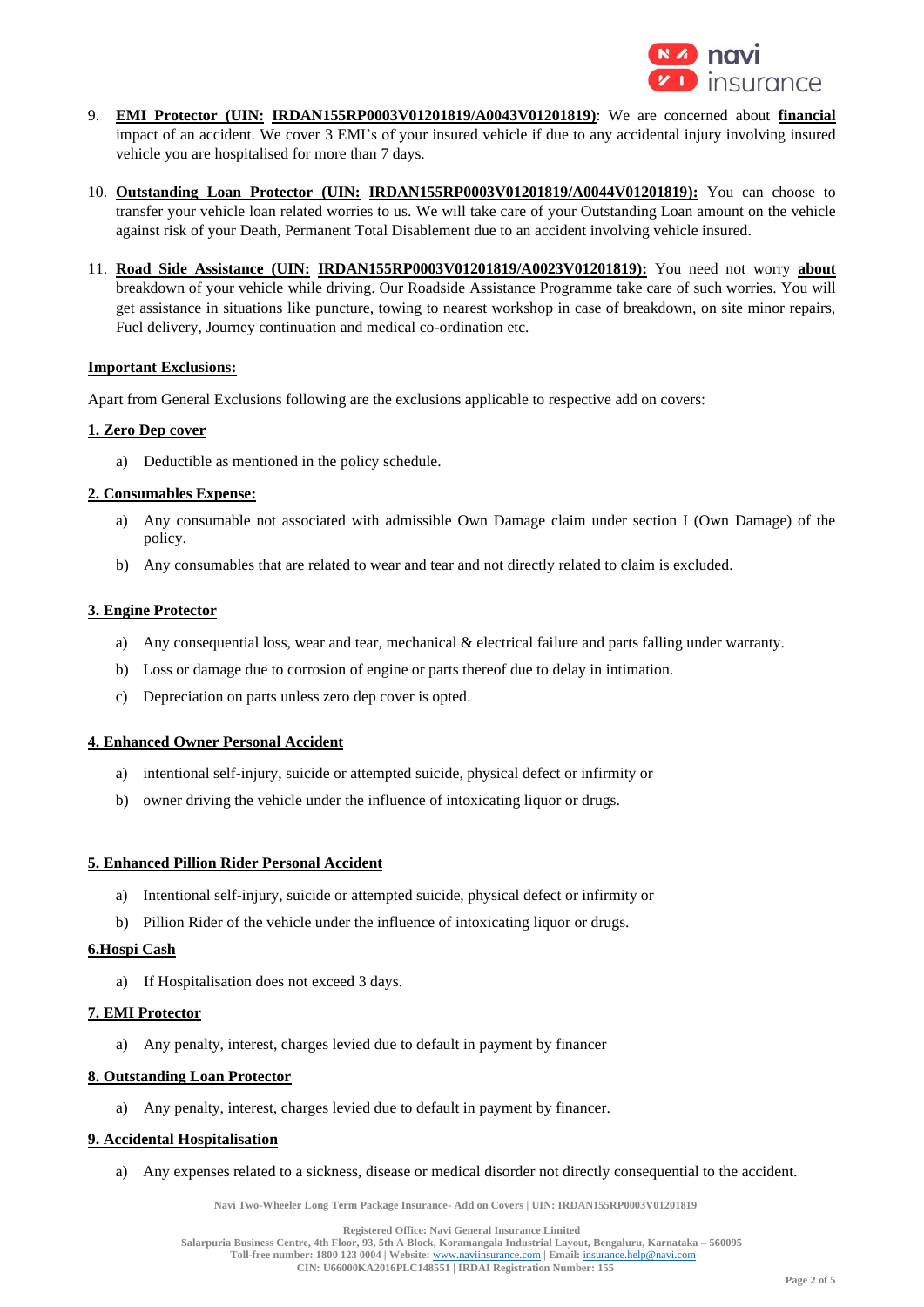9. **EMI Protector (UIN: IRDAN155RP0003V01201819/A0043V01201819)**: We are concerned about **financial** impact of an accident. We cover 3 EMI's of your insured vehicle if due to any accidental injury involving insured vehicle you are hospitalised for more than 7 days.

10. **Outstanding Loan Protector (UIN: IRDAN155RP0003V01201819/A0044V01201819):** You can choose to transfer your vehicle loan related worries to us. We will take care of your Outstanding Loan amount on the vehicle against risk of your Death, Permanent Total Disablement due to an accident involving vehicle insured.

11. **Road Side Assistance (UIN: IRDAN155RP0003V01201819/A0023V01201819):** You need not worry **about** breakdown of your vehicle while driving. Our Roadside Assistance Programme take care of such worries. You will get assistance in situations like puncture, towing to nearest workshop in case of breakdown, on site minor repairs, Fuel delivery, Journey continuation and medical co-ordination etc.

**Important Exclusions:**

Apart from General Exclusions following are the exclusions applicable to respective add on covers:

**1. Zero Dep cover**

a) Deductible as mentioned in the policy schedule.

**2. Consumables Expense:**

a) Any consumable not associated with admissible Own Damage claim under section I (Own Damage) of the policy.

b) Any consumables that are related to wear and tear and not directly related to claim is excluded.

**3. Engine Protector**

a) Any consequential loss, wear and tear, mechanical & electrical failure and parts falling under warranty.

b) Loss or damage due to corrosion of engine or parts thereof due to delay in intimation.

c) Depreciation on parts unless zero dep cover is opted.

**4. Enhanced Owner Personal Accident**

a) intentional self-injury, suicide or attempted suicide, physical defect or infirmity or

b) owner driving the vehicle under the influence of intoxicating liquor or drugs.

**5. Enhanced Pillion Rider Personal Accident**

a) Intentional self-injury, suicide or attempted suicide, physical defect or infirmity or

b) Pillion Rider of the vehicle under the influence of intoxicating liquor or drugs.

**6.Hospi Cash**

a) If Hospitalisation does not exceed 3 days.

**7. EMI Protector**

a) Any penalty, interest, charges levied due to default in payment by financer

**8. Outstanding Loan Protector**

a) Any penalty, interest, charges levied due to default in payment by financer.

**9. Accidental Hospitalisation**

a) Any expenses related to a sickness, disease or medical disorder not directly consequential to the accident.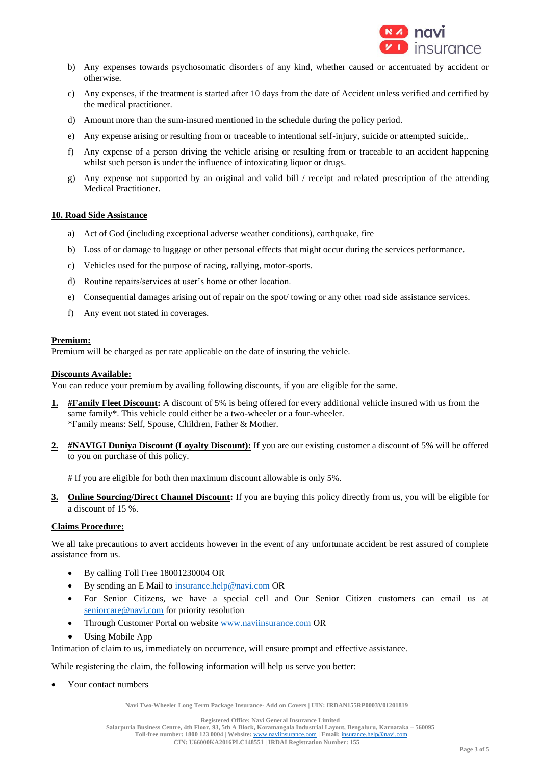b) Any expenses towards psychosomatic disorders of any kind, whether caused or accentuated by accident or otherwise.

c) Any expenses, if the treatment is started after 10 days from the date of Accident unless verified and certified by the medical practitioner.

d) Amount more than the sum-insured mentioned in the schedule during the policy period.

e) Any expense arising or resulting from or traceable to intentional self-injury, suicide or attempted suicide,.

f) Any expense of a person driving the vehicle arising or resulting from or traceable to an accident happening whilst such person is under the influence of intoxicating liquor or drugs.

g) Any expense not supported by an original and valid bill / receipt and related prescription of the attending Medical Practitioner.

**10. Road Side Assistance**

a) Act of God (including exceptional adverse weather conditions), earthquake, fire

b) Loss of or damage to luggage or other personal effects that might occur during the services performance.

c) Vehicles used for the purpose of racing, rallying, motor-sports.

d) Routine repairs/services at user's home or other location.

e) Consequential damages arising out of repair on the spot/ towing or any other road side assistance services.

f) Any event not stated in coverages.

**Premium:**

Premium will be charged as per rate applicable on the date of insuring the vehicle.

**Discounts Available:**

You can reduce your premium by availing following discounts, if you are eligible for the same.

1. **#Family Fleet Discount:** A discount of 5% is being offered for every additional vehicle insured with us from the same family*. This vehicle could either be a two-wheeler or a four-wheeler.
   *Family means: Self, Spouse, Children, Father & Mother.

2. **#NAVIGI Duniya Discount (Loyalty Discount):** If you are our existing customer a discount of 5% will be offered to you on purchase of this policy.

   # If you are eligible for both then maximum discount allowable is only 5%.

3. **Online Sourcing/Direct Channel Discount:** If you are buying this policy directly from us, you will be eligible for a discount of 15 %.

**Claims Procedure:**

We all take precautions to avert accidents however in the event of any unfortunate accident be rest assured of complete assistance from us.

- By calling Toll Free 18001230004 OR
- By sending an E Mail to insurance.help@navi.com OR
- For Senior Citizens, we have a special cell and Our Senior Citizen customers can email us at seniorcare@navi.com for priority resolution
- Through Customer Portal on website www.naviinsurance.com OR
- Using Mobile App

Intimation of claim to us, immediately on occurrence, will ensure prompt and effective assistance.

While registering the claim, the following information will help us serve you better:

- Your contact numbers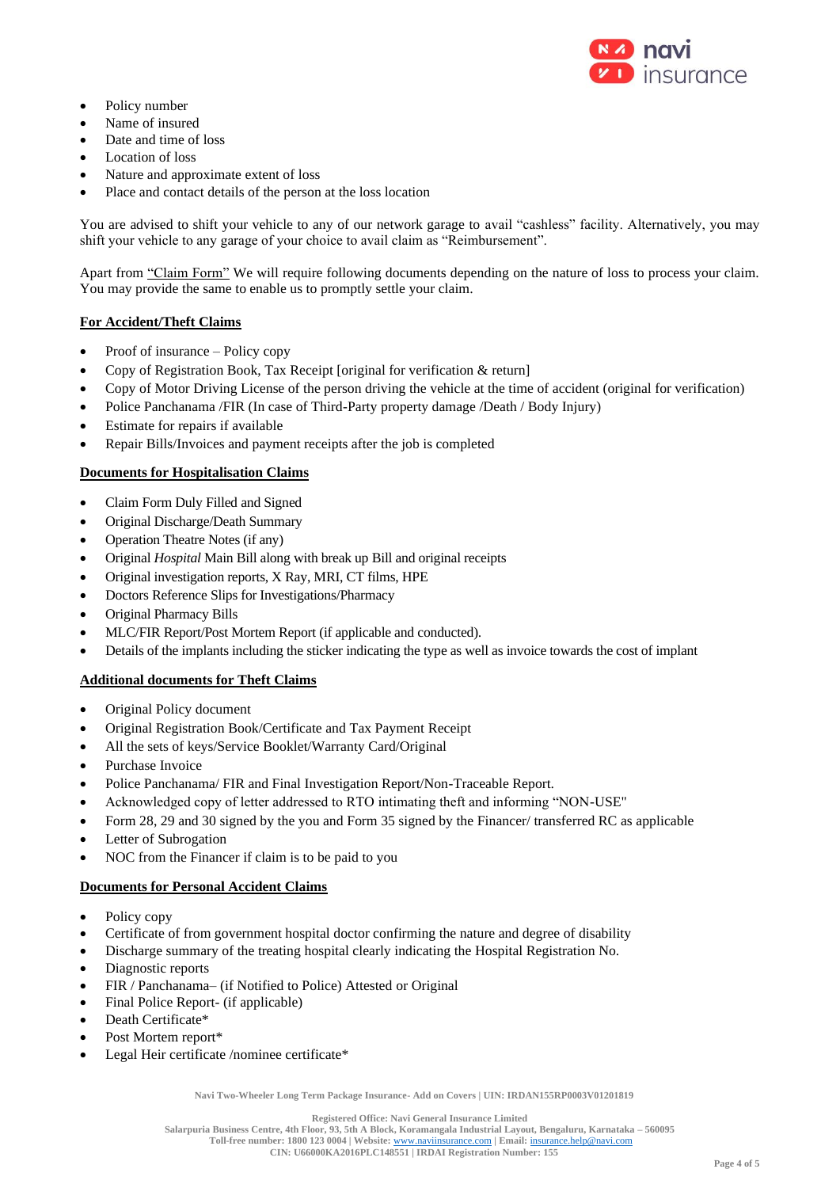- Policy number
- Name of insured
- Date and time of loss
- Location of loss
- Nature and approximate extent of loss
- Place and contact details of the person at the loss location

You are advised to shift your vehicle to any of our network garage to avail "cashless" facility. Alternatively, you may shift your vehicle to any garage of your choice to avail claim as "Reimbursement".

Apart from "Claim Form" We will require following documents depending on the nature of loss to process your claim. You may provide the same to enable us to promptly settle your claim.

**For Accident/Theft Claims**

- Proof of insurance – Policy copy
- Copy of Registration Book, Tax Receipt [original for verification & return]
- Copy of Motor Driving License of the person driving the vehicle at the time of accident (original for verification)
- Police Panchanama /FIR (In case of Third-Party property damage /Death / Body Injury)
- Estimate for repairs if available
- Repair Bills/Invoices and payment receipts after the job is completed

**Documents for Hospitalisation Claims**

- Claim Form Duly Filled and Signed
- Original Discharge/Death Summary
- Operation Theatre Notes (if any)
- Original *Hospital* Main Bill along with break up Bill and original receipts
- Original investigation reports, X Ray, MRI, CT films, HPE
- Doctors Reference Slips for Investigations/Pharmacy
- Original Pharmacy Bills
- MLC/FIR Report/Post Mortem Report (if applicable and conducted).
- Details of the implants including the sticker indicating the type as well as invoice towards the cost of implant

**Additional documents for Theft Claims**

- Original Policy document
- Original Registration Book/Certificate and Tax Payment Receipt
- All the sets of keys/Service Booklet/Warranty Card/Original
- Purchase Invoice
- Police Panchanama/ FIR and Final Investigation Report/Non-Traceable Report.
- Acknowledged copy of letter addressed to RTO intimating theft and informing "NON-USE"
- Form 28, 29 and 30 signed by the you and Form 35 signed by the Financer/ transferred RC as applicable
- Letter of Subrogation
- NOC from the Financer if claim is to be paid to you

**Documents for Personal Accident Claims**

- Policy copy
- Certificate of from government hospital doctor confirming the nature and degree of disability
- Discharge summary of the treating hospital clearly indicating the Hospital Registration No.
- Diagnostic reports
- FIR / Panchanama– (if Notified to Police) Attested or Original
- Final Police Report- (if applicable)
- Death Certificate*
- Post Mortem report*
- Legal Heir certificate /nominee certificate*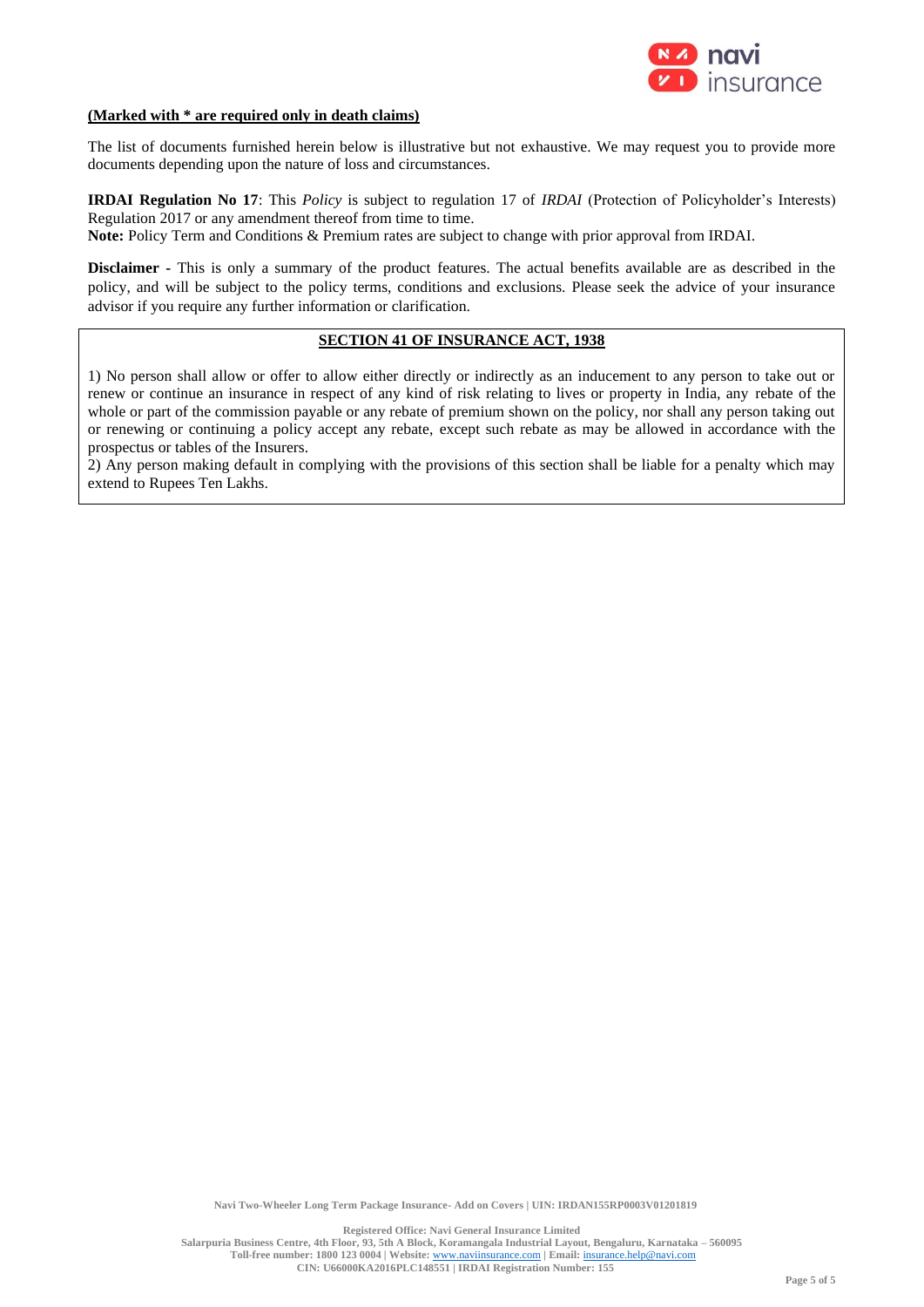**(Marked with * are required only in death claims)**

The list of documents furnished herein below is illustrative but not exhaustive. We may request you to provide more documents depending upon the nature of loss and circumstances.

**IRDAI Regulation No 17**: This *Policy* is subject to regulation 17 of *IRDAI* (Protection of Policyholder's Interests) Regulation 2017 or any amendment thereof from time to time.
**Note:** Policy Term and Conditions & Premium rates are subject to change with prior approval from IRDAI.

**Disclaimer** - This is only a summary of the product features. The actual benefits available are as described in the policy, and will be subject to the policy terms, conditions and exclusions. Please seek the advice of your insurance advisor if you require any further information or clarification.

**SECTION 41 OF INSURANCE ACT, 1938**

1) No person shall allow or offer to allow either directly or indirectly as an inducement to any person to take out or renew or continue an insurance in respect of any kind of risk relating to lives or property in India, any rebate of the whole or part of the commission payable or any rebate of premium shown on the policy, nor shall any person taking out or renewing or continuing a policy accept any rebate, except such rebate as may be allowed in accordance with the prospectus or tables of the Insurers.
2) Any person making default in complying with the provisions of this section shall be liable for a penalty which may extend to Rupees Ten Lakhs.